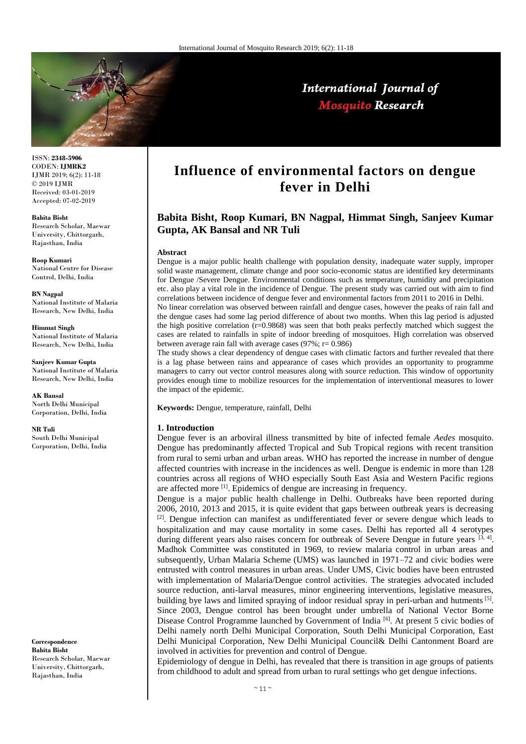# Influence of environmental factors on dengue fever in Delhi

**Babita Bisht, Roop Kumari, BN Nagpal, Himmat Singh, Sanjeev Kumar Gupta, AK Bansal and NR Tuli**

ISSN: **2348-5906**
CODEN: **IJMRK2**
IJMR 2019; 6(2): 11-18
© 2019 IJMR
Received: 03-01-2019
Accepted: 07-02-2019

**Babita Bisht**
Research Scholar, Maewar University, Chittorgarh, Rajasthan, India

**Roop Kumari**
National Centre for Disease Control, Delhi, India

**BN Nagpal**
National Institute of Malaria Research, New Delhi, India

**Himmat Singh**
National Institute of Malaria Research, New Delhi, India

**Sanjeev Kumar Gupta**
National Institute of Malaria Research, New Delhi, India

**AK Bansal**
North Delhi Municipal Corporation, Delhi, India

**NR Tuli**
South Delhi Municipal Corporation, Delhi, India

**Correspondence**
**Babita Bisht**
Research Scholar, Maewar University, Chittorgarh, Rajasthan, India

#### Abstract

Dengue is a major public health challenge with population density, inadequate water supply, improper solid waste management, climate change and poor socio-economic status are identified key determinants for Dengue /Severe Dengue. Environmental conditions such as temperature, humidity and precipitation etc. also play a vital role in the incidence of Dengue. The present study was carried out with aim to find correlations between incidence of dengue fever and environmental factors from 2011 to 2016 in Delhi.

No linear correlation was observed between rainfall and dengue cases, however the peaks of rain fall and the dengue cases had some lag period difference of about two months. When this lag period is adjusted the high positive correlation (r=0.9868) was seen that both peaks perfectly matched which suggest the cases are related to rainfalls in spite of indoor breeding of mosquitoes. High correlation was observed between average rain fall with average cases (97%; r= 0.986)

The study shows a clear dependency of dengue cases with climatic factors and further revealed that there is a lag phase between rains and appearance of cases which provides an opportunity to programme managers to carry out vector control measures along with source reduction. This window of opportunity provides enough time to mobilize resources for the implementation of interventional measures to lower the impact of the epidemic.

**Keywords:** Dengue, temperature, rainfall, Delhi

## 1. Introduction

Dengue fever is an arboviral illness transmitted by bite of infected female *Aedes* mosquito. Dengue has predominantly affected Tropical and Sub Tropical regions with recent transition from rural to semi urban and urban areas. WHO has reported the increase in number of dengue affected countries with increase in the incidences as well. Dengue is endemic in more than 128 countries across all regions of WHO especially South East Asia and Western Pacific regions are affected more [1]. Epidemics of dengue are increasing in frequency.

Dengue is a major public health challenge in Delhi. Outbreaks have been reported during 2006, 2010, 2013 and 2015, it is quite evident that gaps between outbreak years is decreasing [2]. Dengue infection can manifest as undifferentiated fever or severe dengue which leads to hospitalization and may cause mortality in some cases. Delhi has reported all 4 serotypes during different years also raises concern for outbreak of Severe Dengue in future years [3, 4].

Madhok Committee was constituted in 1969, to review malaria control in urban areas and subsequently, Urban Malaria Scheme (UMS) was launched in 1971–72 and civic bodies were entrusted with control measures in urban areas. Under UMS, Civic bodies have been entrusted with implementation of Malaria/Dengue control activities. The strategies advocated included source reduction, anti-larval measures, minor engineering interventions, legislative measures, building bye laws and limited spraying of indoor residual spray in peri-urban and hutments [5].

Since 2003, Dengue control has been brought under umbrella of National Vector Borne Disease Control Programme launched by Government of India [6]. At present 5 civic bodies of Delhi namely north Delhi Municipal Corporation, South Delhi Municipal Corporation, East Delhi Municipal Corporation, New Delhi Municipal Council& Delhi Cantonment Board are involved in activities for prevention and control of Dengue.

Epidemiology of dengue in Delhi, has revealed that there is transition in age groups of patients from childhood to adult and spread from urban to rural settings who get dengue infections.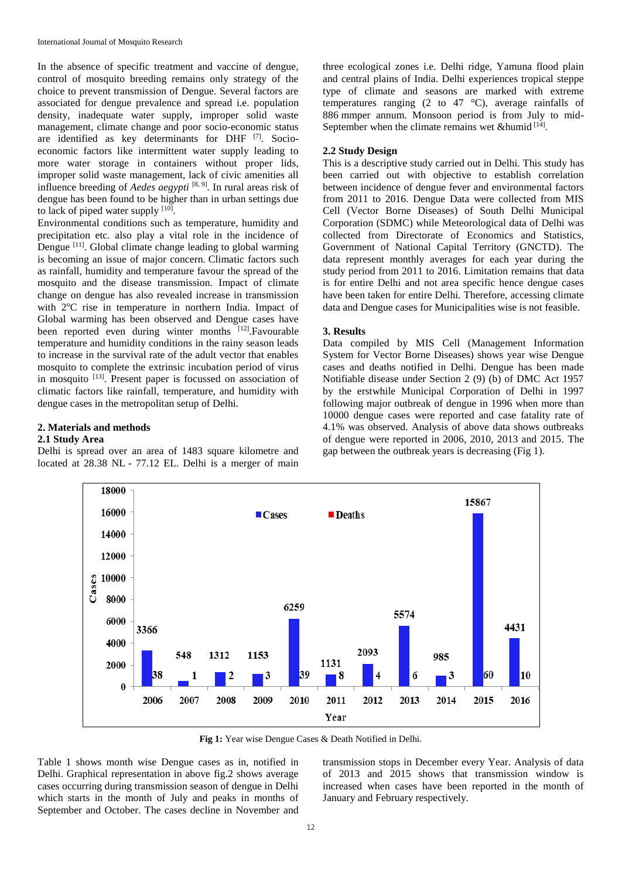In the absence of specific treatment and vaccine of dengue, control of mosquito breeding remains only strategy of the choice to prevent transmission of Dengue. Several factors are associated for dengue prevalence and spread i.e. population density, inadequate water supply, improper solid waste management, climate change and poor socio-economic status are identified as key determinants for DHF [7]. Socio-economic factors like intermittent water supply leading to more water storage in containers without proper lids, improper solid waste management, lack of civic amenities all influence breeding of *Aedes aegypti* [8, 9]. In rural areas risk of dengue has been found to be higher than in urban settings due to lack of piped water supply [10].

Environmental conditions such as temperature, humidity and precipitation etc. also play a vital role in the incidence of Dengue [11]. Global climate change leading to global warming is becoming an issue of major concern. Climatic factors such as rainfall, humidity and temperature favour the spread of the mosquito and the disease transmission. Impact of climate change on dengue has also revealed increase in transmission with 2$^{o}$C rise in temperature in northern India. Impact of Global warming has been observed and Dengue cases have been reported even during winter months [12].Favourable temperature and humidity conditions in the rainy season leads to increase in the survival rate of the adult vector that enables mosquito to complete the extrinsic incubation period of virus in mosquito [13]. Present paper is focussed on association of climatic factors like rainfall, temperature, and humidity with dengue cases in the metropolitan setup of Delhi.

## 2. Materials and methods

### 2.1 Study Area

Delhi is spread over an area of 1483 square kilometre and located at 28.38 NL - 77.12 EL. Delhi is a merger of main three ecological zones i.e. Delhi ridge, Yamuna flood plain and central plains of India. Delhi experiences tropical steppe type of climate and seasons are marked with extreme temperatures ranging (2 to 47 °C), average rainfalls of 886 mmper annum. Monsoon period is from July to mid-September when the climate remains wet &humid [14].

### 2.2 Study Design

This is a descriptive study carried out in Delhi. This study has been carried out with objective to establish correlation between incidence of dengue fever and environmental factors from 2011 to 2016. Dengue Data were collected from MIS Cell (Vector Borne Diseases) of South Delhi Municipal Corporation (SDMC) while Meteorological data of Delhi was collected from Directorate of Economics and Statistics, Government of National Capital Territory (GNCTD). The data represent monthly averages for each year during the study period from 2011 to 2016. Limitation remains that data is for entire Delhi and not area specific hence dengue cases have been taken for entire Delhi. Therefore, accessing climate data and Dengue cases for Municipalities wise is not feasible.

## 3. Results

Data compiled by MIS Cell (Management Information System for Vector Borne Diseases) shows year wise Dengue cases and deaths notified in Delhi. Dengue has been made Notifiable disease under Section 2 (9) (b) of DMC Act 1957 by the erstwhile Municipal Corporation of Delhi in 1997 following major outbreak of dengue in 1996 when more than 10000 dengue cases were reported and case fatality rate of 4.1% was observed. Analysis of above data shows outbreaks of dengue were reported in 2006, 2010, 2013 and 2015. The gap between the outbreak years is decreasing (Fig 1).

**Fig 1:** Year wise Dengue Cases & Death Notified in Delhi.

Table 1 shows month wise Dengue cases as in, notified in Delhi. Graphical representation in above fig.2 shows average cases occurring during transmission season of dengue in Delhi which starts in the month of July and peaks in months of September and October. The cases decline in November and transmission stops in December every Year. Analysis of data of 2013 and 2015 shows that transmission window is increased when cases have been reported in the month of January and February respectively.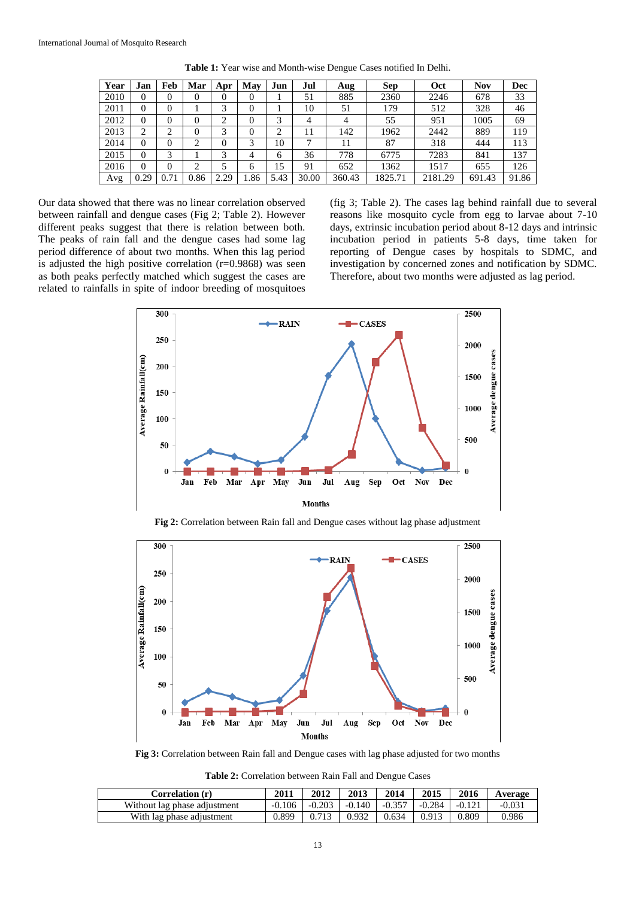**Table 1:** Year wise and Month-wise Dengue Cases notified In Delhi.

| Year | Jan | Feb | Mar | Apr | May | Jun | Jul | Aug | Sep | Oct | Nov | Dec |
|---|---|---|---|---|---|---|---|---|---|---|---|---|
| 2010 | 0 | 0 | 0 | 0 | 0 | 1 | 51 | 885 | 2360 | 2246 | 678 | 33 |
| 2011 | 0 | 0 | 1 | 3 | 0 | 1 | 10 | 51 | 179 | 512 | 328 | 46 |
| 2012 | 0 | 0 | 0 | 2 | 0 | 3 | 4 | 4 | 55 | 951 | 1005 | 69 |
| 2013 | 2 | 2 | 0 | 3 | 0 | 2 | 11 | 142 | 1962 | 2442 | 889 | 119 |
| 2014 | 0 | 0 | 2 | 0 | 3 | 10 | 7 | 11 | 87 | 318 | 444 | 113 |
| 2015 | 0 | 3 | 1 | 3 | 4 | 6 | 36 | 778 | 6775 | 7283 | 841 | 137 |
| 2016 | 0 | 0 | 2 | 5 | 6 | 15 | 91 | 652 | 1362 | 1517 | 655 | 126 |
| Avg | 0.29 | 0.71 | 0.86 | 2.29 | 1.86 | 5.43 | 30.00 | 360.43 | 1825.71 | 2181.29 | 691.43 | 91.86 |

Our data showed that there was no linear correlation observed between rainfall and dengue cases (Fig 2; Table 2). However different peaks suggest that there is relation between both. The peaks of rain fall and the dengue cases had some lag period difference of about two months. When this lag period is adjusted the high positive correlation (r=0.9868) was seen as both peaks perfectly matched which suggest the cases are related to rainfalls in spite of indoor breeding of mosquitoes (fig 3; Table 2). The cases lag behind rainfall due to several reasons like mosquito cycle from egg to larvae about 7-10 days, extrinsic incubation period about 8-12 days and intrinsic incubation period in patients 5-8 days, time taken for reporting of Dengue cases by hospitals to SDMC, and investigation by concerned zones and notification by SDMC. Therefore, about two months were adjusted as lag period.

**Fig 2:** Correlation between Rain fall and Dengue cases without lag phase adjustment

**Fig 3:** Correlation between Rain fall and Dengue cases with lag phase adjusted for two months

**Table 2:** Correlation between Rain Fall and Dengue Cases

| Correlation (r) | 2011 | 2012 | 2013 | 2014 | 2015 | 2016 | Average |
|---|---|---|---|---|---|---|---|
| Without lag phase adjustment | -0.106 | -0.203 | -0.140 | -0.357 | -0.284 | -0.121 | -0.031 |
| With lag phase adjustment | 0.899 | 0.713 | 0.932 | 0.634 | 0.913 | 0.809 | 0.986 |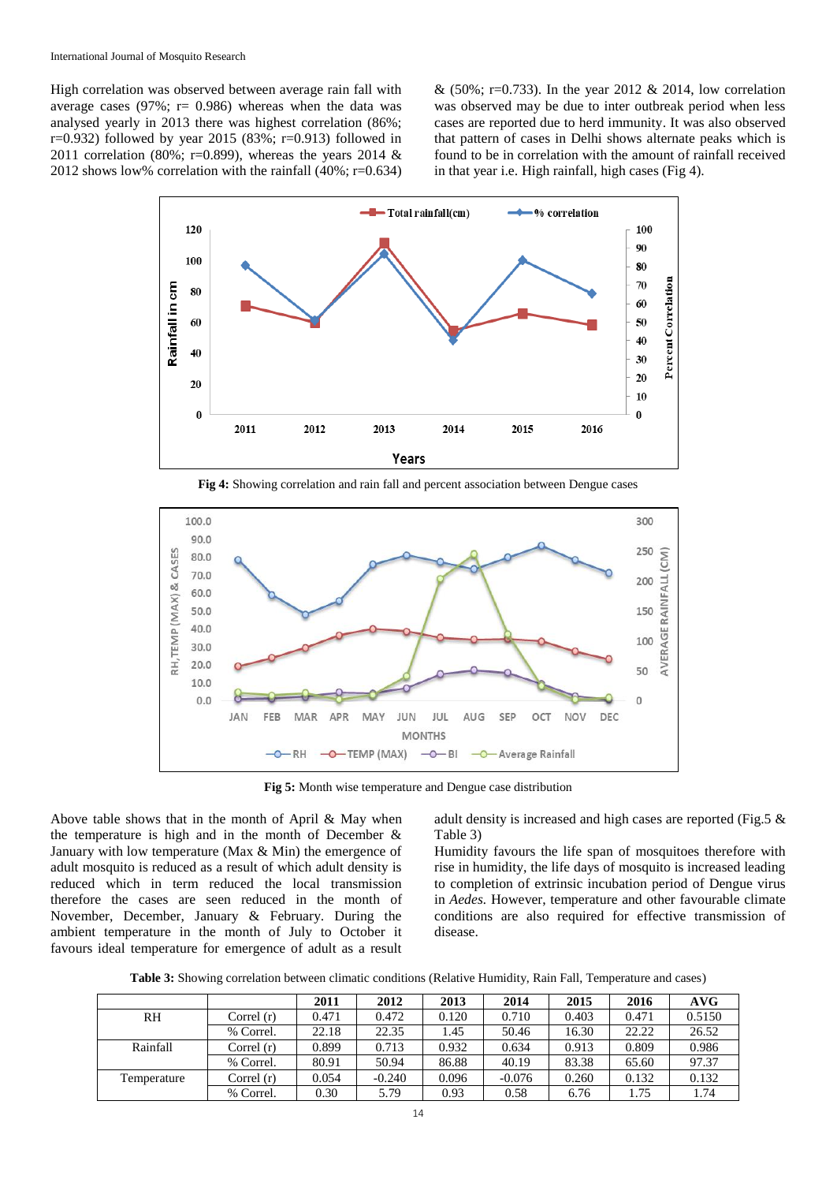High correlation was observed between average rain fall with average cases (97%; r= 0.986) whereas when the data was analysed yearly in 2013 there was highest correlation (86%; r=0.932) followed by year 2015 (83%; r=0.913) followed in 2011 correlation (80%; r=0.899), whereas the years 2014 & 2012 shows low% correlation with the rainfall (40%; r=0.634) & (50%; r=0.733). In the year 2012 & 2014, low correlation was observed may be due to inter outbreak period when less cases are reported due to herd immunity. It was also observed that pattern of cases in Delhi shows alternate peaks which is found to be in correlation with the amount of rainfall received in that year i.e. High rainfall, high cases (Fig 4).

**Fig 4:** Showing correlation and rain fall and percent association between Dengue cases

**Fig 5:** Month wise temperature and Dengue case distribution

Above table shows that in the month of April & May when the temperature is high and in the month of December & January with low temperature (Max & Min) the emergence of adult mosquito is reduced as a result of which adult density is reduced which in term reduced the local transmission therefore the cases are seen reduced in the month of November, December, January & February. During the ambient temperature in the month of July to October it favours ideal temperature for emergence of adult as a result adult density is increased and high cases are reported (Fig.5 & Table 3)

Humidity favours the life span of mosquitoes therefore with rise in humidity, the life days of mosquito is increased leading to completion of extrinsic incubation period of Dengue virus in *Aedes.* However, temperature and other favourable climate conditions are also required for effective transmission of disease.

**Table 3:** Showing correlation between climatic conditions (Relative Humidity, Rain Fall, Temperature and cases)

| | | 2011 | 2012 | 2013 | 2014 | 2015 | 2016 | AVG |
|---|---|---|---|---|---|---|---|---|
| RH | Correl (r) | 0.471 | 0.472 | 0.120 | 0.710 | 0.403 | 0.471 | 0.5150 |
| | % Correl. | 22.18 | 22.35 | 1.45 | 50.46 | 16.30 | 22.22 | 26.52 |
| Rainfall | Correl (r) | 0.899 | 0.713 | 0.932 | 0.634 | 0.913 | 0.809 | 0.986 |
| | % Correl. | 80.91 | 50.94 | 86.88 | 40.19 | 83.38 | 65.60 | 97.37 |
| Temperature | Correl (r) | 0.054 | -0.240 | 0.096 | -0.076 | 0.260 | 0.132 | 0.132 |
| | % Correl. | 0.30 | 5.79 | 0.93 | 0.58 | 6.76 | 1.75 | 1.74 |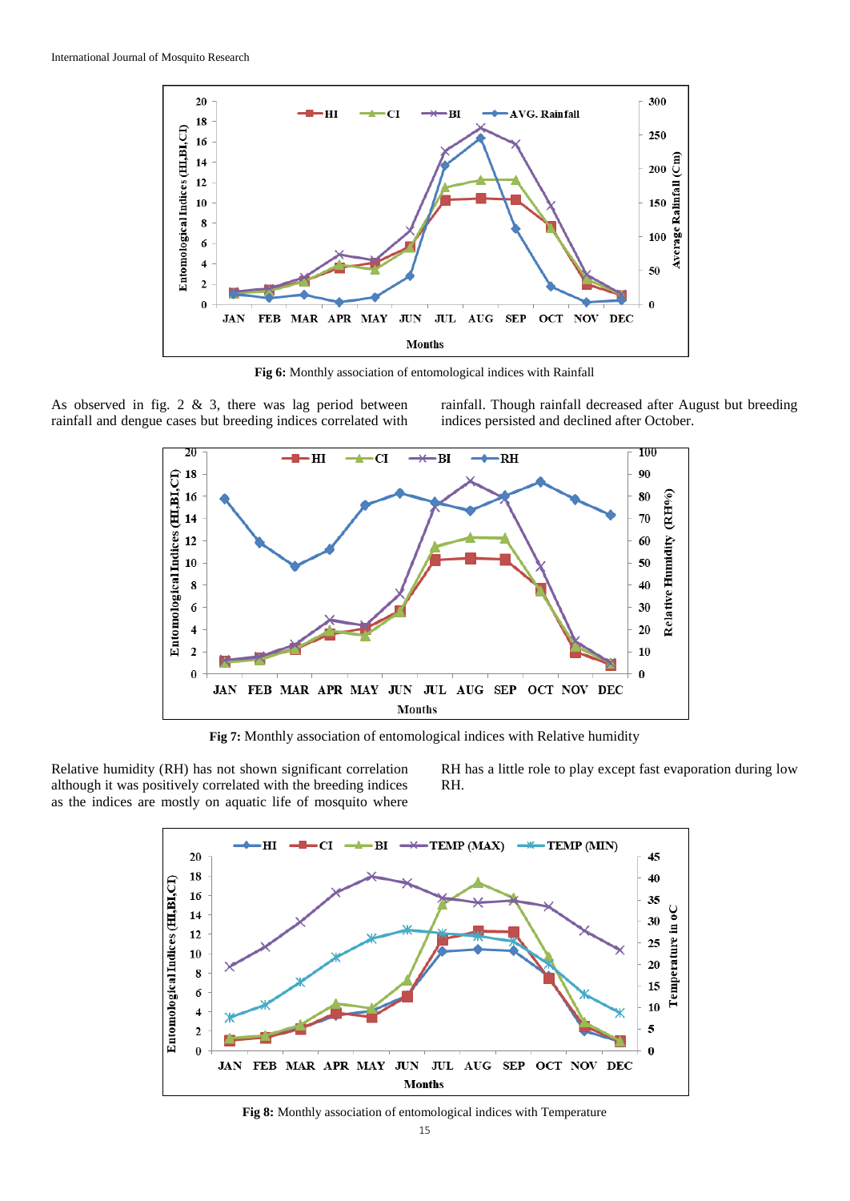Fig 6: Monthly association of entomological indices with Rainfall

As observed in fig. 2 & 3, there was lag period between rainfall and dengue cases but breeding indices correlated with rainfall. Though rainfall decreased after August but breeding indices persisted and declined after October.

Fig 7: Monthly association of entomological indices with Relative humidity

Relative humidity (RH) has not shown significant correlation although it was positively correlated with the breeding indices as the indices are mostly on aquatic life of mosquito where RH has a little role to play except fast evaporation during low RH.

Fig 8: Monthly association of entomological indices with Temperature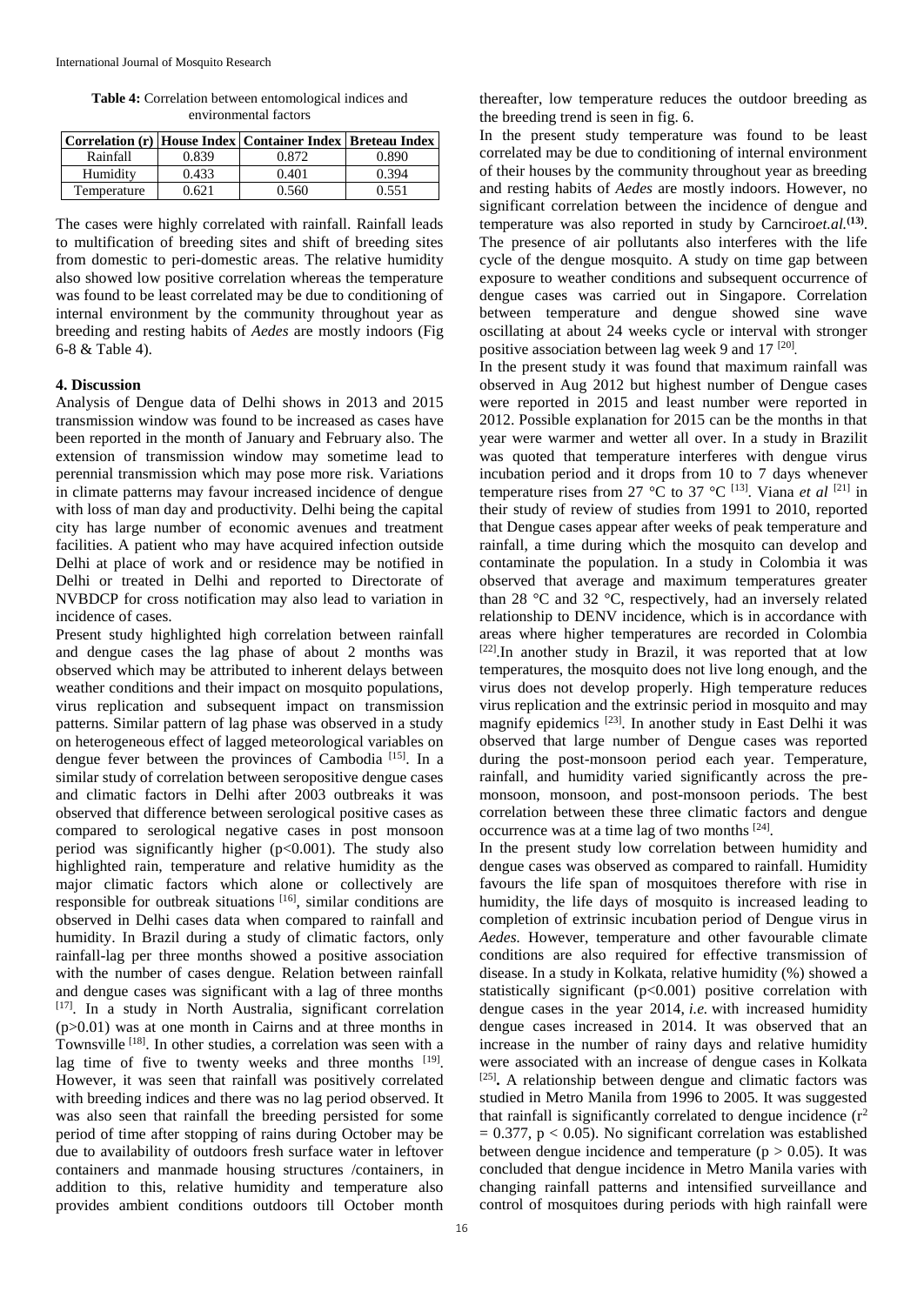**Table 4:** Correlation between entomological indices and environmental factors

| Correlation (r) | House Index | Container Index | Breteau Index |
|---|---|---|---|
| Rainfall | 0.839 | 0.872 | 0.890 |
| Humidity | 0.433 | 0.401 | 0.394 |
| Temperature | 0.621 | 0.560 | 0.551 |

The cases were highly correlated with rainfall. Rainfall leads to multification of breeding sites and shift of breeding sites from domestic to peri-domestic areas. The relative humidity also showed low positive correlation whereas the temperature was found to be least correlated may be due to conditioning of internal environment by the community throughout year as breeding and resting habits of *Aedes* are mostly indoors (Fig 6-8 & Table 4).

## 4. Discussion

Analysis of Dengue data of Delhi shows in 2013 and 2015 transmission window was found to be increased as cases have been reported in the month of January and February also. The extension of transmission window may sometime lead to perennial transmission which may pose more risk. Variations in climate patterns may favour increased incidence of dengue with loss of man day and productivity. Delhi being the capital city has large number of economic avenues and treatment facilities. A patient who may have acquired infection outside Delhi at place of work and or residence may be notified in Delhi or treated in Delhi and reported to Directorate of NVBDCP for cross notification may also lead to variation in incidence of cases.

Present study highlighted high correlation between rainfall and dengue cases the lag phase of about 2 months was observed which may be attributed to inherent delays between weather conditions and their impact on mosquito populations, virus replication and subsequent impact on transmission patterns. Similar pattern of lag phase was observed in a study on heterogeneous effect of lagged meteorological variables on dengue fever between the provinces of Cambodia [15]. In a similar study of correlation between seropositive dengue cases and climatic factors in Delhi after 2003 outbreaks it was observed that difference between serological positive cases as compared to serological negative cases in post monsoon period was significantly higher ($p<0.001$). The study also highlighted rain, temperature and relative humidity as the major climatic factors which alone or collectively are responsible for outbreak situations [16], similar conditions are observed in Delhi cases data when compared to rainfall and humidity. In Brazil during a study of climatic factors, only rainfall-lag per three months showed a positive association with the number of cases dengue. Relation between rainfall and dengue cases was significant with a lag of three months [17]. In a study in North Australia, significant correlation ($p>0.01$) was at one month in Cairns and at three months in Townsville [18]. In other studies, a correlation was seen with a lag time of five to twenty weeks and three months [19]. However, it was seen that rainfall was positively correlated with breeding indices and there was no lag period observed. It was also seen that rainfall the breeding persisted for some period of time after stopping of rains during October may be due to availability of outdoors fresh surface water in leftover containers and manmade housing structures /containers, in addition to this, relative humidity and temperature also provides ambient conditions outdoors till October month thereafter, low temperature reduces the outdoor breeding as the breeding trend is seen in fig. 6.

In the present study temperature was found to be least correlated may be due to conditioning of internal environment of their houses by the community throughout year as breeding and resting habits of *Aedes* are mostly indoors. However, no significant correlation between the incidence of dengue and temperature was also reported in study by Carnciro*et.al.*[13]. The presence of air pollutants also interferes with the life cycle of the dengue mosquito. A study on time gap between exposure to weather conditions and subsequent occurrence of dengue cases was carried out in Singapore. Correlation between temperature and dengue showed sine wave oscillating at about 24 weeks cycle or interval with stronger positive association between lag week 9 and 17 [20].

In the present study it was found that maximum rainfall was observed in Aug 2012 but highest number of Dengue cases were reported in 2015 and least number were reported in 2012. Possible explanation for 2015 can be the months in that year were warmer and wetter all over. In a study in Brazilit was quoted that temperature interferes with dengue virus incubation period and it drops from 10 to 7 days whenever temperature rises from 27 °C to 37 °C [13]. Viana *et al* [21] in their study of review of studies from 1991 to 2010, reported that Dengue cases appear after weeks of peak temperature and rainfall, a time during which the mosquito can develop and contaminate the population. In a study in Colombia it was observed that average and maximum temperatures greater than 28 °C and 32 °C, respectively, had an inversely related relationship to DENV incidence, which is in accordance with areas where higher temperatures are recorded in Colombia [22].In another study in Brazil, it was reported that at low temperatures, the mosquito does not live long enough, and the virus does not develop properly. High temperature reduces virus replication and the extrinsic period in mosquito and may magnify epidemics [23]. In another study in East Delhi it was observed that large number of Dengue cases was reported during the post-monsoon period each year. Temperature, rainfall, and humidity varied significantly across the pre-monsoon, monsoon, and post-monsoon periods. The best correlation between these three climatic factors and dengue occurrence was at a time lag of two months [24].

In the present study low correlation between humidity and dengue cases was observed as compared to rainfall. Humidity favours the life span of mosquitoes therefore with rise in humidity, the life days of mosquito is increased leading to completion of extrinsic incubation period of Dengue virus in *Aedes.* However, temperature and other favourable climate conditions are also required for effective transmission of disease. In a study in Kolkata, relative humidity (%) showed a statistically significant ($p<0.001$) positive correlation with dengue cases in the year 2014, *i.e.* with increased humidity dengue cases increased in 2014. It was observed that an increase in the number of rainy days and relative humidity were associated with an increase of dengue cases in Kolkata [25]**.** A relationship between dengue and climatic factors was studied in Metro Manila from 1996 to 2005. It was suggested that rainfall is significantly correlated to dengue incidence ($r^2 = 0.377$, $p < 0.05$). No significant correlation was established between dengue incidence and temperature ($p > 0.05$). It was concluded that dengue incidence in Metro Manila varies with changing rainfall patterns and intensified surveillance and control of mosquitoes during periods with high rainfall were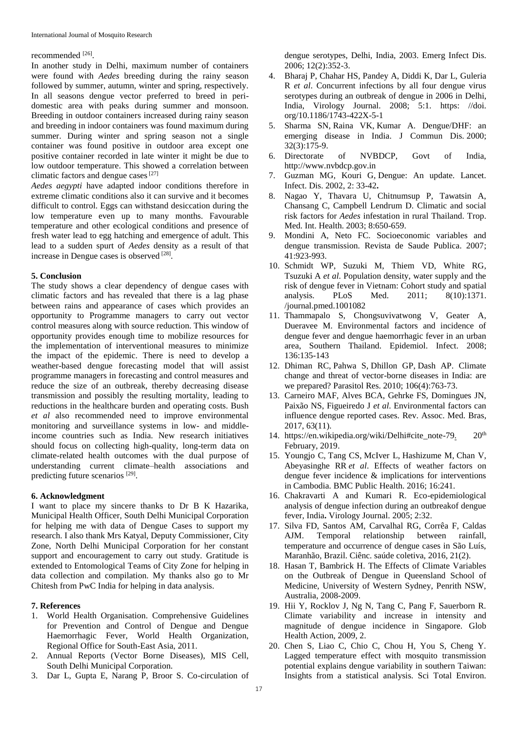recommended [26].

In another study in Delhi, maximum number of containers were found with *Aedes* breeding during the rainy season followed by summer, autumn, winter and spring, respectively. In all seasons dengue vector preferred to breed in peri-domestic area with peaks during summer and monsoon. Breeding in outdoor containers increased during rainy season and breeding in indoor containers was found maximum during summer. During winter and spring season not a single container was found positive in outdoor area except one positive container recorded in late winter it might be due to low outdoor temperature. This showed a correlation between climatic factors and dengue cases [27]

*Aedes aegypti* have adapted indoor conditions therefore in extreme climatic conditions also it can survive and it becomes difficult to control. Eggs can withstand desiccation during the low temperature even up to many months. Favourable temperature and other ecological conditions and presence of fresh water lead to egg hatching and emergence of adult. This lead to a sudden spurt of *Aedes* density as a result of that increase in Dengue cases is observed [28].

## 5. Conclusion

The study shows a clear dependency of dengue cases with climatic factors and has revealed that there is a lag phase between rains and appearance of cases which provides an opportunity to Programme managers to carry out vector control measures along with source reduction. This window of opportunity provides enough time to mobilize resources for the implementation of interventional measures to minimize the impact of the epidemic. There is need to develop a weather-based dengue forecasting model that will assist programme managers in forecasting and control measures and reduce the size of an outbreak, thereby decreasing disease transmission and possibly the resulting mortality, leading to reductions in the healthcare burden and operating costs. Bush *et al* also recommended need to improve environmental monitoring and surveillance systems in low- and middle-income countries such as India. New research initiatives should focus on collecting high-quality, long-term data on climate-related health outcomes with the dual purpose of understanding current climate–health associations and predicting future scenarios [29].

## 6. Acknowledgment

I want to place my sincere thanks to Dr B K Hazarika, Municipal Health Officer, South Delhi Municipal Corporation for helping me with data of Dengue Cases to support my research. I also thank Mrs Katyal, Deputy Commissioner, City Zone, North Delhi Municipal Corporation for her constant support and encouragement to carry out study. Gratitude is extended to Entomological Teams of City Zone for helping in data collection and compilation. My thanks also go to Mr Chitesh from PwC India for helping in data analysis.

## 7. References

1. World Health Organisation. Comprehensive Guidelines for Prevention and Control of Dengue and Dengue Haemorrhagic Fever, World Health Organization, Regional Office for South-East Asia, 2011.
2. Annual Reports (Vector Borne Diseases), MIS Cell, South Delhi Municipal Corporation.
3. Dar L, Gupta E, Narang P, Broor S. Co-circulation of dengue serotypes, Delhi, India, 2003. Emerg Infect Dis. 2006; 12(2):352-3.
4. Bharaj P, Chahar HS, Pandey A, Diddi K, Dar L, Guleria R *et al*. Concurrent infections by all four dengue virus serotypes during an outbreak of dengue in 2006 in Delhi, India, Virology Journal. 2008; 5:1. https: //doi. org/10.1186/1743-422X-5-1
5. Sharma SN, Raina VK, Kumar A. Dengue/DHF: an emerging disease in India. J Commun Dis. 2000; 32(3):175-9.
6. Directorate of NVBDCP, Govt of India, http://www.nvbdcp.gov.in
7. Guzman MG, Kouri G, Dengue: An update. Lancet. Infect. Dis. 2002, 2: 33-42**.**
8. Nagao Y, Thavara U, Chitnumsup P, Tawatsin A, Chansang C, Campbell Lendrum D. Climatic and social risk factors for *Aedes* infestation in rural Thailand. Trop. Med. Int. Health. 2003; 8:650-659.
9. Mondini A, Neto FC. Socioeconomic variables and dengue transmission. Revista de Saude Publica. 2007; 41:923-993.
10. Schmidt WP, Suzuki M, Thiem VD, White RG, Tsuzuki A *et al*. Population density, water supply and the risk of dengue fever in Vietnam: Cohort study and spatial analysis. PLoS Med. 2011; 8(10):1371. /journal.pmed.1001082
11. Thammapalo S, Chongsuvivatwong V, Geater A, Dueravee M. Environmental factors and incidence of dengue fever and dengue haemorrhagic fever in an urban area, Southern Thailand. Epidemiol. Infect. 2008; 136:135-143
12. Dhiman RC, Pahwa S, Dhillon GP, Dash AP. Climate change and threat of vector-borne diseases in India: are we prepared? Parasitol Res. 2010; 106(4):763-73.
13. Carneiro MAF, Alves BCA, Gehrke FS, Domingues JN, Paixão NS, Figueiredo J *et al*. Environmental factors can influence dengue reported cases. Rev. Assoc. Med. Bras, 2017, 63(11).
14. https://en.wikipedia.org/wiki/Delhi#cite_note-79. 20th February, 2019.
15. Youngjo C, Tang CS, McIver L, Hashizume M, Chan V, Abeyasinghe RR *et al*. Effects of weather factors on dengue fever incidence & implications for interventions in Cambodia. BMC Public Health. 2016; 16:241.
16. Chakravarti A and Kumari R. Eco-epidemiological analysis of dengue infection during an outbreakof dengue fever, India**.** Virology Journal. 2005; 2:32.
17. Silva FD, Santos AM, Carvalhal RG, Corrêa F, Caldas AJM. Temporal relationship between rainfall, temperature and occurrence of dengue cases in São Luís, Maranhão, Brazil. Ciênc. saúde coletiva, 2016, 21(2).
18. Hasan T, Bambrick H. The Effects of Climate Variables on the Outbreak of Dengue in Queensland School of Medicine, University of Western Sydney, Penrith NSW, Australia, 2008-2009.
19. Hii Y, Rocklov J, Ng N, Tang C, Pang F, Sauerborn R. Climate variability and increase in intensity and magnitude of dengue incidence in Singapore. Glob Health Action, 2009, 2.
20. Chen S, Liao C, Chio C, Chou H, You S, Cheng Y. Lagged temperature effect with mosquito transmission potential explains dengue variability in southern Taiwan: Insights from a statistical analysis. Sci Total Environ.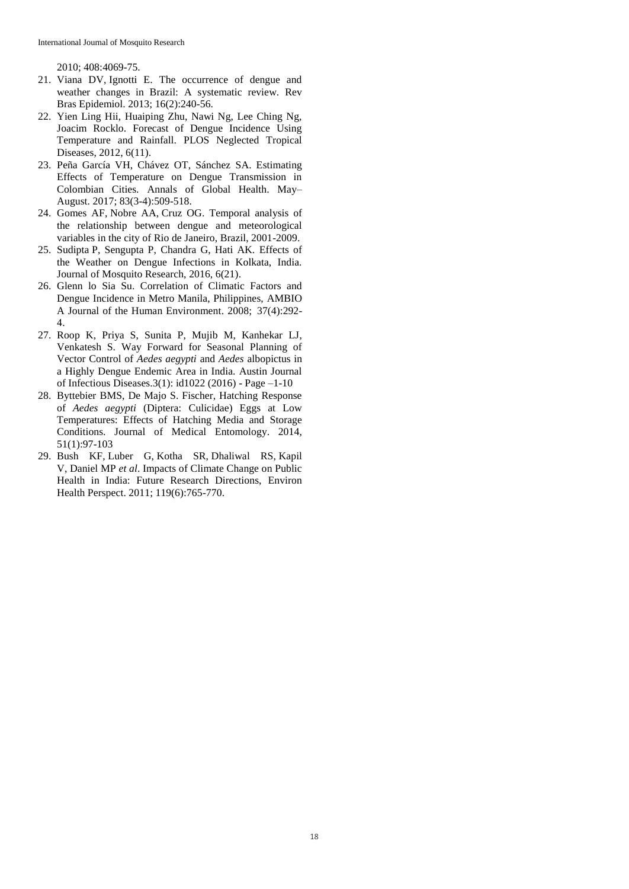2010; 408:4069-75.

21. Viana DV, Ignotti E. The occurrence of dengue and weather changes in Brazil: A systematic review. Rev Bras Epidemiol. 2013; 16(2):240-56.
22. Yien Ling Hii, Huaiping Zhu, Nawi Ng, Lee Ching Ng, Joacim Rocklo. Forecast of Dengue Incidence Using Temperature and Rainfall. PLOS Neglected Tropical Diseases, 2012, 6(11).
23. Peña García VH, Chávez OT, Sánchez SA. Estimating Effects of Temperature on Dengue Transmission in Colombian Cities. Annals of Global Health. May–August. 2017; 83(3-4):509-518.
24. Gomes AF, Nobre AA, Cruz OG. Temporal analysis of the relationship between dengue and meteorological variables in the city of Rio de Janeiro, Brazil, 2001-2009.
25. Sudipta P, Sengupta P, Chandra G, Hati AK. Effects of the Weather on Dengue Infections in Kolkata, India. Journal of Mosquito Research, 2016, 6(21).
26. Glenn lo Sia Su. Correlation of Climatic Factors and Dengue Incidence in Metro Manila, Philippines, AMBIO A Journal of the Human Environment. 2008; 37(4):292-4.
27. Roop K, Priya S, Sunita P, Mujib M, Kanhekar LJ, Venkatesh S. Way Forward for Seasonal Planning of Vector Control of *Aedes aegypti* and *Aedes* albopictus in a Highly Dengue Endemic Area in India. Austin Journal of Infectious Diseases.3(1): id1022 (2016) - Page –1-10
28. Byttebier BMS, De Majo S. Fischer, Hatching Response of *Aedes aegypti* (Diptera: Culicidae) Eggs at Low Temperatures: Effects of Hatching Media and Storage Conditions. Journal of Medical Entomology. 2014, 51(1):97-103
29. Bush KF, Luber G, Kotha SR, Dhaliwal RS, Kapil V, Daniel MP *et al*. Impacts of Climate Change on Public Health in India: Future Research Directions, Environ Health Perspect. 2011; 119(6):765-770.